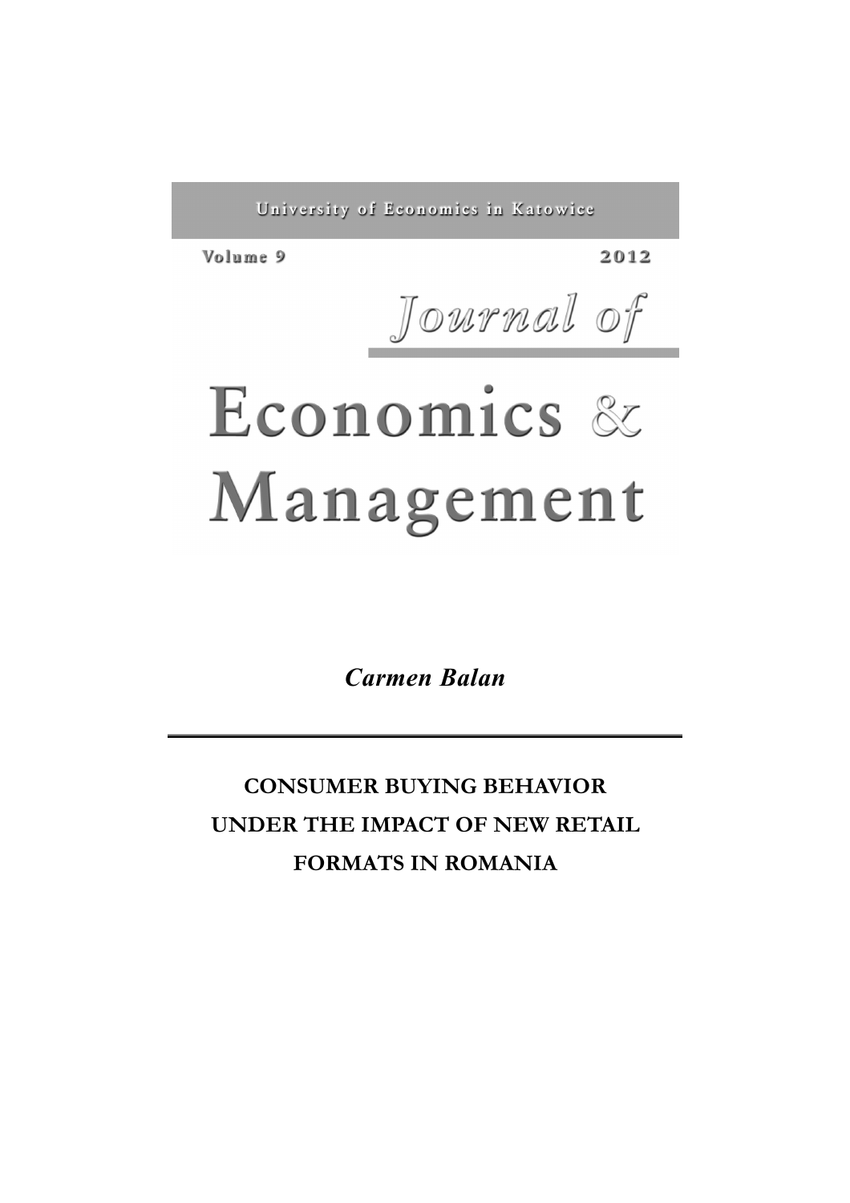University of Economics in Katowice

Volume 9 2012

# Journal of Economics & Management

*Carmen Balan*

---

## CONSUMER BUYING BEHAVIOR UNDER THE IMPACT OF NEW RETAIL FORMATS IN ROMANIA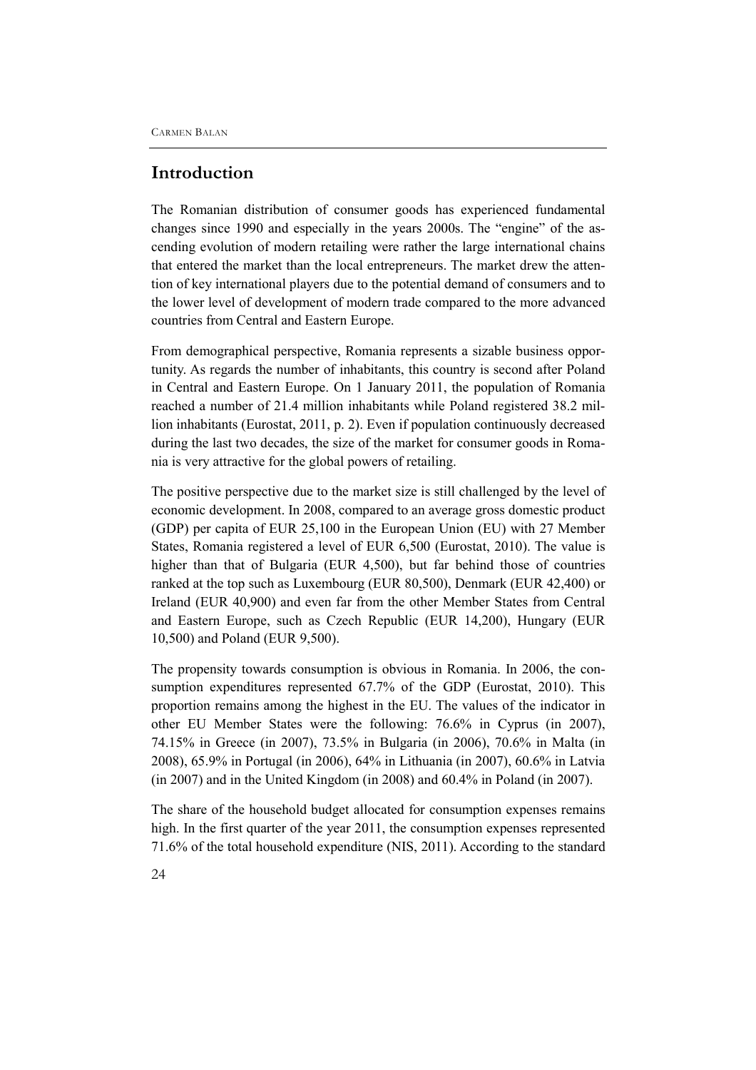## Introduction

The Romanian distribution of consumer goods has experienced fundamental changes since 1990 and especially in the years 2000s. The "engine" of the ascending evolution of modern retailing were rather the large international chains that entered the market than the local entrepreneurs. The market drew the attention of key international players due to the potential demand of consumers and to the lower level of development of modern trade compared to the more advanced countries from Central and Eastern Europe.

From demographical perspective, Romania represents a sizable business opportunity. As regards the number of inhabitants, this country is second after Poland in Central and Eastern Europe. On 1 January 2011, the population of Romania reached a number of 21.4 million inhabitants while Poland registered 38.2 million inhabitants (Eurostat, 2011, p. 2). Even if population continuously decreased during the last two decades, the size of the market for consumer goods in Romania is very attractive for the global powers of retailing.

The positive perspective due to the market size is still challenged by the level of economic development. In 2008, compared to an average gross domestic product (GDP) per capita of EUR 25,100 in the European Union (EU) with 27 Member States, Romania registered a level of EUR 6,500 (Eurostat, 2010). The value is higher than that of Bulgaria (EUR 4,500), but far behind those of countries ranked at the top such as Luxembourg (EUR 80,500), Denmark (EUR 42,400) or Ireland (EUR 40,900) and even far from the other Member States from Central and Eastern Europe, such as Czech Republic (EUR 14,200), Hungary (EUR 10,500) and Poland (EUR 9,500).

The propensity towards consumption is obvious in Romania. In 2006, the consumption expenditures represented 67.7% of the GDP (Eurostat, 2010). This proportion remains among the highest in the EU. The values of the indicator in other EU Member States were the following: 76.6% in Cyprus (in 2007), 74.15% in Greece (in 2007), 73.5% in Bulgaria (in 2006), 70.6% in Malta (in 2008), 65.9% in Portugal (in 2006), 64% in Lithuania (in 2007), 60.6% in Latvia (in 2007) and in the United Kingdom (in 2008) and 60.4% in Poland (in 2007).

The share of the household budget allocated for consumption expenses remains high. In the first quarter of the year 2011, the consumption expenses represented 71.6% of the total household expenditure (NIS, 2011). According to the standard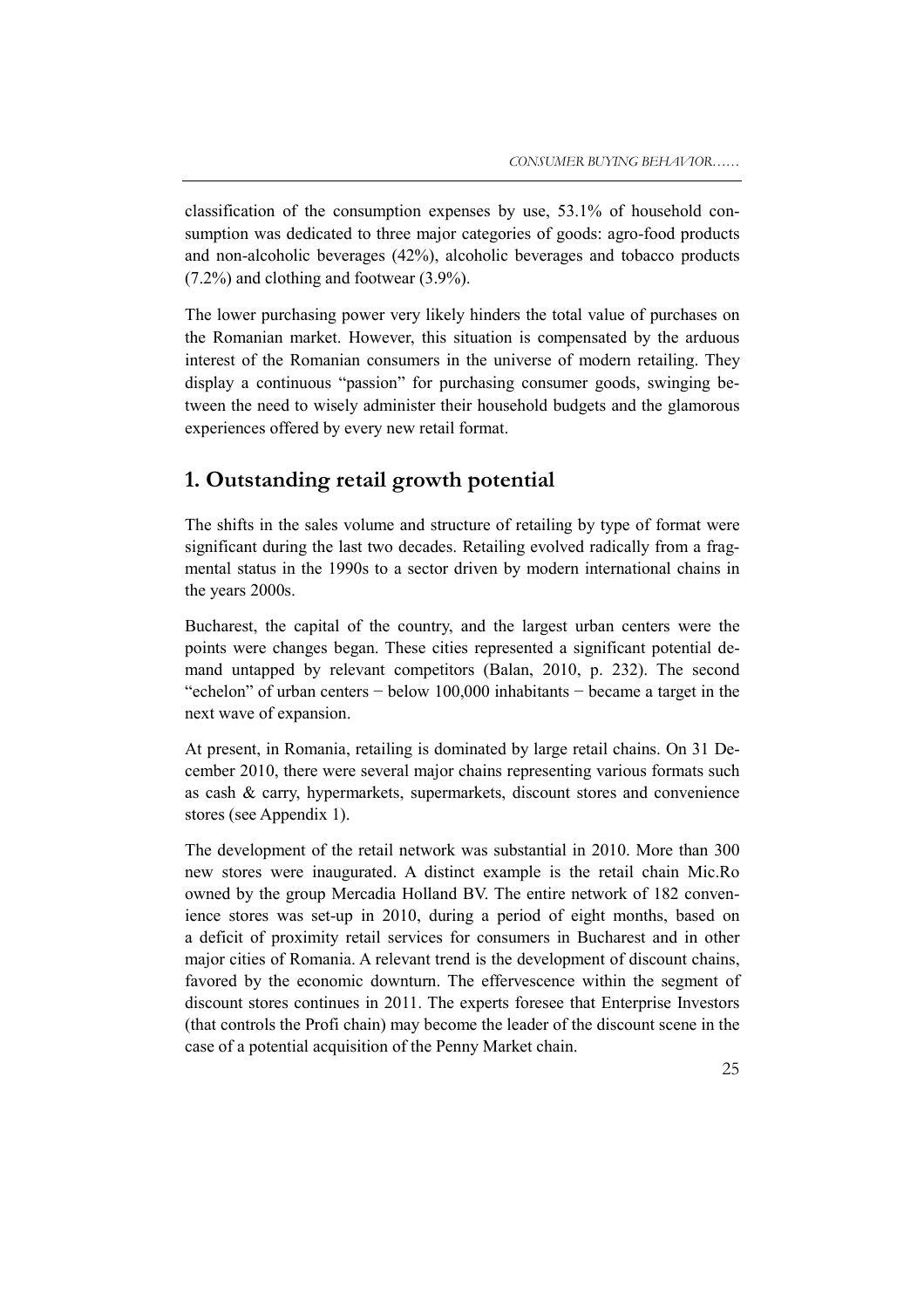classification of the consumption expenses by use, 53.1% of household consumption was dedicated to three major categories of goods: agro-food products and non-alcoholic beverages (42%), alcoholic beverages and tobacco products (7.2%) and clothing and footwear (3.9%).

The lower purchasing power very likely hinders the total value of purchases on the Romanian market. However, this situation is compensated by the arduous interest of the Romanian consumers in the universe of modern retailing. They display a continuous "passion" for purchasing consumer goods, swinging between the need to wisely administer their household budgets and the glamorous experiences offered by every new retail format.

## 1. Outstanding retail growth potential

The shifts in the sales volume and structure of retailing by type of format were significant during the last two decades. Retailing evolved radically from a fragmental status in the 1990s to a sector driven by modern international chains in the years 2000s.

Bucharest, the capital of the country, and the largest urban centers were the points were changes began. These cities represented a significant potential demand untapped by relevant competitors (Balan, 2010, p. 232). The second "echelon" of urban centers − below 100,000 inhabitants − became a target in the next wave of expansion.

At present, in Romania, retailing is dominated by large retail chains. On 31 December 2010, there were several major chains representing various formats such as cash & carry, hypermarkets, supermarkets, discount stores and convenience stores (see Appendix 1).

The development of the retail network was substantial in 2010. More than 300 new stores were inaugurated. A distinct example is the retail chain Mic.Ro owned by the group Mercadia Holland BV. The entire network of 182 convenience stores was set-up in 2010, during a period of eight months, based on a deficit of proximity retail services for consumers in Bucharest and in other major cities of Romania. A relevant trend is the development of discount chains, favored by the economic downturn. The effervescence within the segment of discount stores continues in 2011. The experts foresee that Enterprise Investors (that controls the Profi chain) may become the leader of the discount scene in the case of a potential acquisition of the Penny Market chain.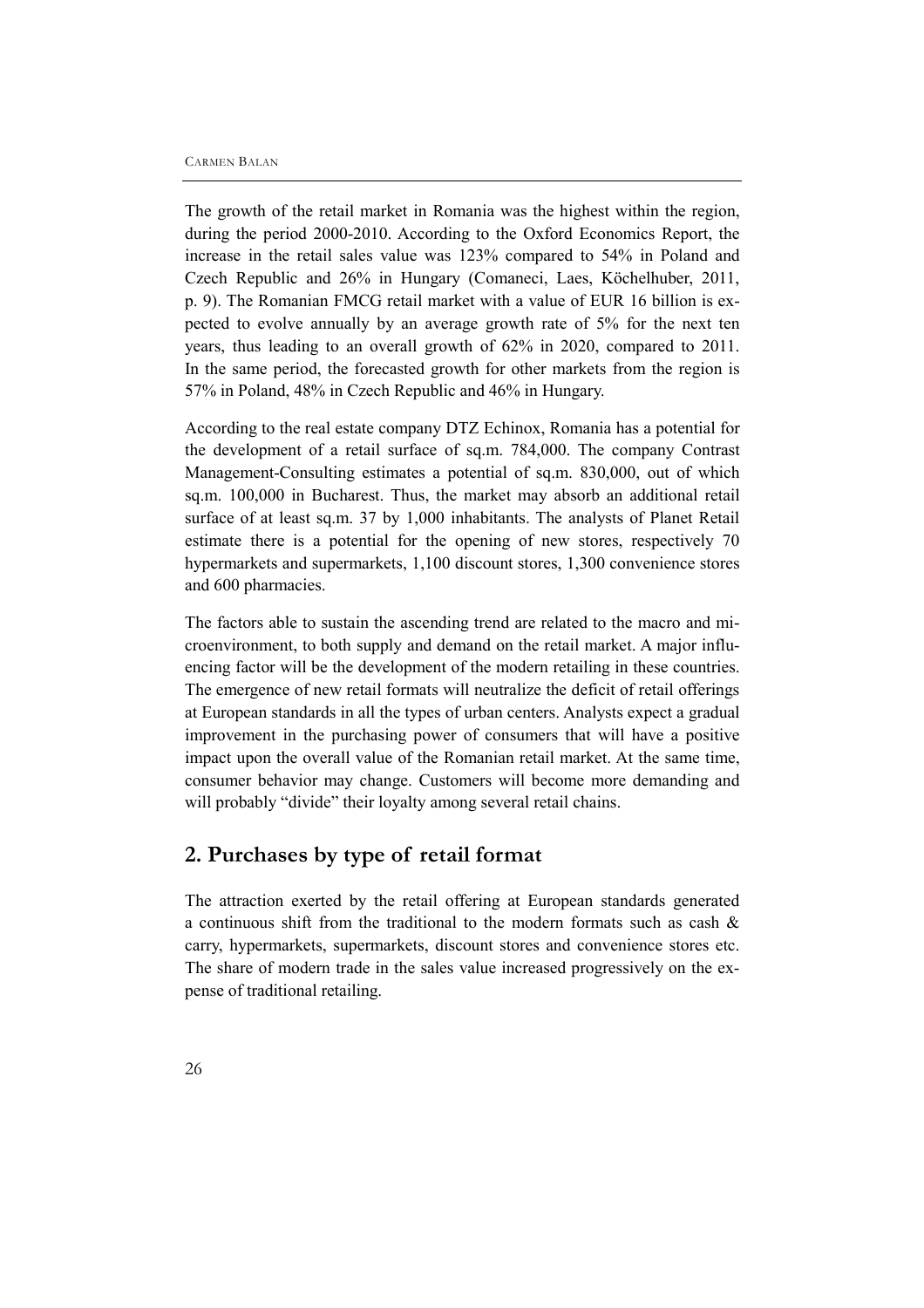The growth of the retail market in Romania was the highest within the region, during the period 2000-2010. According to the Oxford Economics Report, the increase in the retail sales value was 123% compared to 54% in Poland and Czech Republic and 26% in Hungary (Comaneci, Laes, Köchelhuber, 2011, p. 9). The Romanian FMCG retail market with a value of EUR 16 billion is expected to evolve annually by an average growth rate of 5% for the next ten years, thus leading to an overall growth of 62% in 2020, compared to 2011. In the same period, the forecasted growth for other markets from the region is 57% in Poland, 48% in Czech Republic and 46% in Hungary.

According to the real estate company DTZ Echinox, Romania has a potential for the development of a retail surface of sq.m. 784,000. The company Contrast Management-Consulting estimates a potential of sq.m. 830,000, out of which sq.m. 100,000 in Bucharest. Thus, the market may absorb an additional retail surface of at least sq.m. 37 by 1,000 inhabitants. The analysts of Planet Retail estimate there is a potential for the opening of new stores, respectively 70 hypermarkets and supermarkets, 1,100 discount stores, 1,300 convenience stores and 600 pharmacies.

The factors able to sustain the ascending trend are related to the macro and microenvironment, to both supply and demand on the retail market. A major influencing factor will be the development of the modern retailing in these countries. The emergence of new retail formats will neutralize the deficit of retail offerings at European standards in all the types of urban centers. Analysts expect a gradual improvement in the purchasing power of consumers that will have a positive impact upon the overall value of the Romanian retail market. At the same time, consumer behavior may change. Customers will become more demanding and will probably "divide" their loyalty among several retail chains.

## 2. Purchases by type of retail format

The attraction exerted by the retail offering at European standards generated a continuous shift from the traditional to the modern formats such as cash & carry, hypermarkets, supermarkets, discount stores and convenience stores etc. The share of modern trade in the sales value increased progressively on the expense of traditional retailing.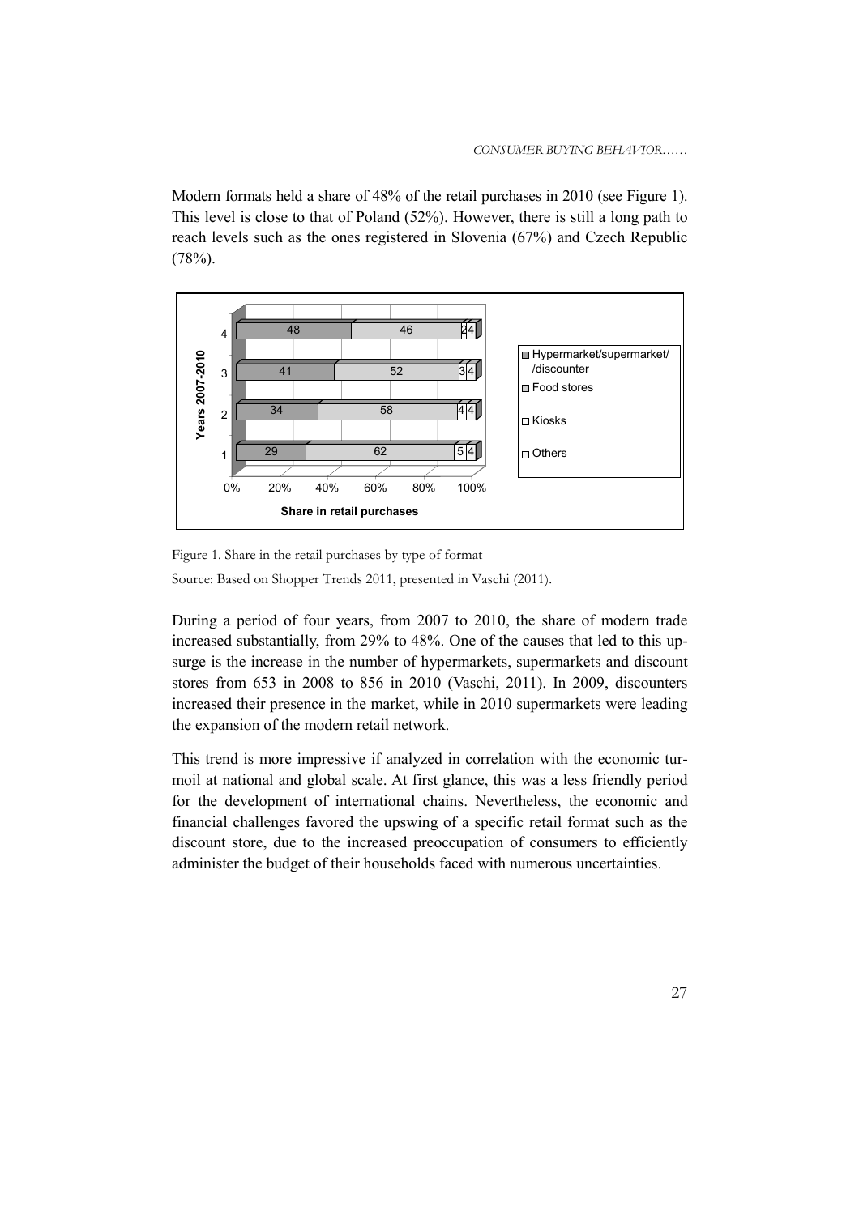Modern formats held a share of 48% of the retail purchases in 2010 (see Figure 1). This level is close to that of Poland (52%). However, there is still a long path to reach levels such as the ones registered in Slovenia (67%) and Czech Republic (78%).

| Years 2007-2010 | Hypermarket/supermarket//discounter | Food stores | Kiosks | Others |
|---|---|---|---|---|
| 4 | 48 | 46 | 2 | 4 |
| 3 | 41 | 52 | 3 | 4 |
| 2 | 34 | 58 | 4 | 4 |
| 1 | 29 | 62 | 5 | 4 |

Figure 1. Share in the retail purchases by type of format

Source: Based on Shopper Trends 2011, presented in Vaschi (2011).

During a period of four years, from 2007 to 2010, the share of modern trade increased substantially, from 29% to 48%. One of the causes that led to this upsurge is the increase in the number of hypermarkets, supermarkets and discount stores from 653 in 2008 to 856 in 2010 (Vaschi, 2011). In 2009, discounters increased their presence in the market, while in 2010 supermarkets were leading the expansion of the modern retail network.

This trend is more impressive if analyzed in correlation with the economic turmoil at national and global scale. At first glance, this was a less friendly period for the development of international chains. Nevertheless, the economic and financial challenges favored the upswing of a specific retail format such as the discount store, due to the increased preoccupation of consumers to efficiently administer the budget of their households faced with numerous uncertainties.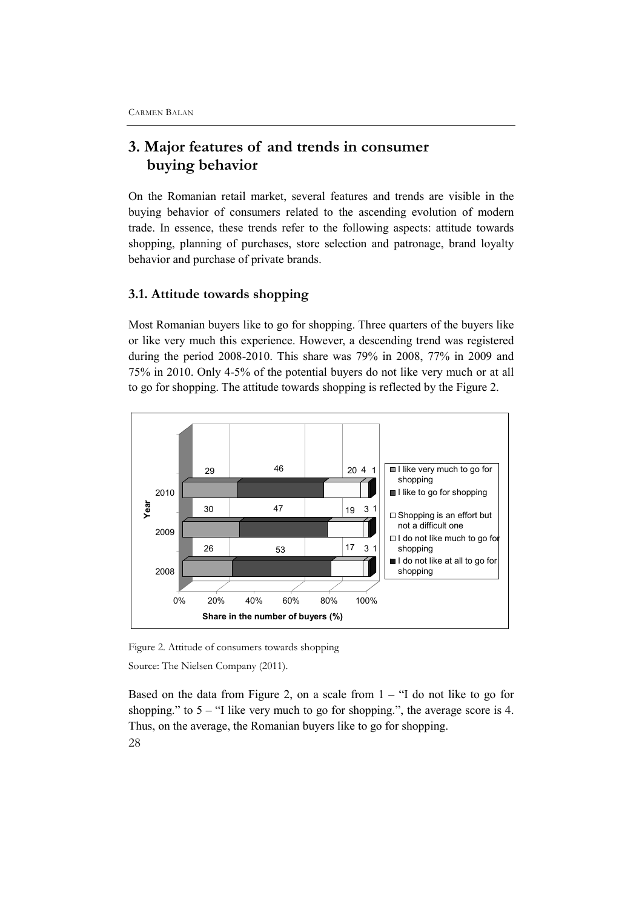## 3. Major features of and trends in consumer buying behavior

On the Romanian retail market, several features and trends are visible in the buying behavior of consumers related to the ascending evolution of modern trade. In essence, these trends refer to the following aspects: attitude towards shopping, planning of purchases, store selection and patronage, brand loyalty behavior and purchase of private brands.

### 3.1. Attitude towards shopping

Most Romanian buyers like to go for shopping. Three quarters of the buyers like or like very much this experience. However, a descending trend was registered during the period 2008-2010. This share was 79% in 2008, 77% in 2009 and 75% in 2010. Only 4-5% of the potential buyers do not like very much or at all to go for shopping. The attitude towards shopping is reflected by the Figure 2.

| Year | I like very much to go for shopping | I like to go for shopping | Shopping is an effort but not a difficult one | I do not like much to go for shopping | I do not like at all to go for shopping |
|---|---|---|---|---|---|
| 2010 | 29 | 46 | 20 | 4 | 1 |
| 2009 | 30 | 47 | 19 | 3 | 1 |
| 2008 | 26 | 53 | 17 | 3 | 1 |

Share in the number of buyers (%)

Figure 2. Attitude of consumers towards shopping

Source: The Nielsen Company (2011).

Based on the data from Figure 2, on a scale from 1 – "I do not like to go for shopping." to 5 – "I like very much to go for shopping.", the average score is 4. Thus, on the average, the Romanian buyers like to go for shopping.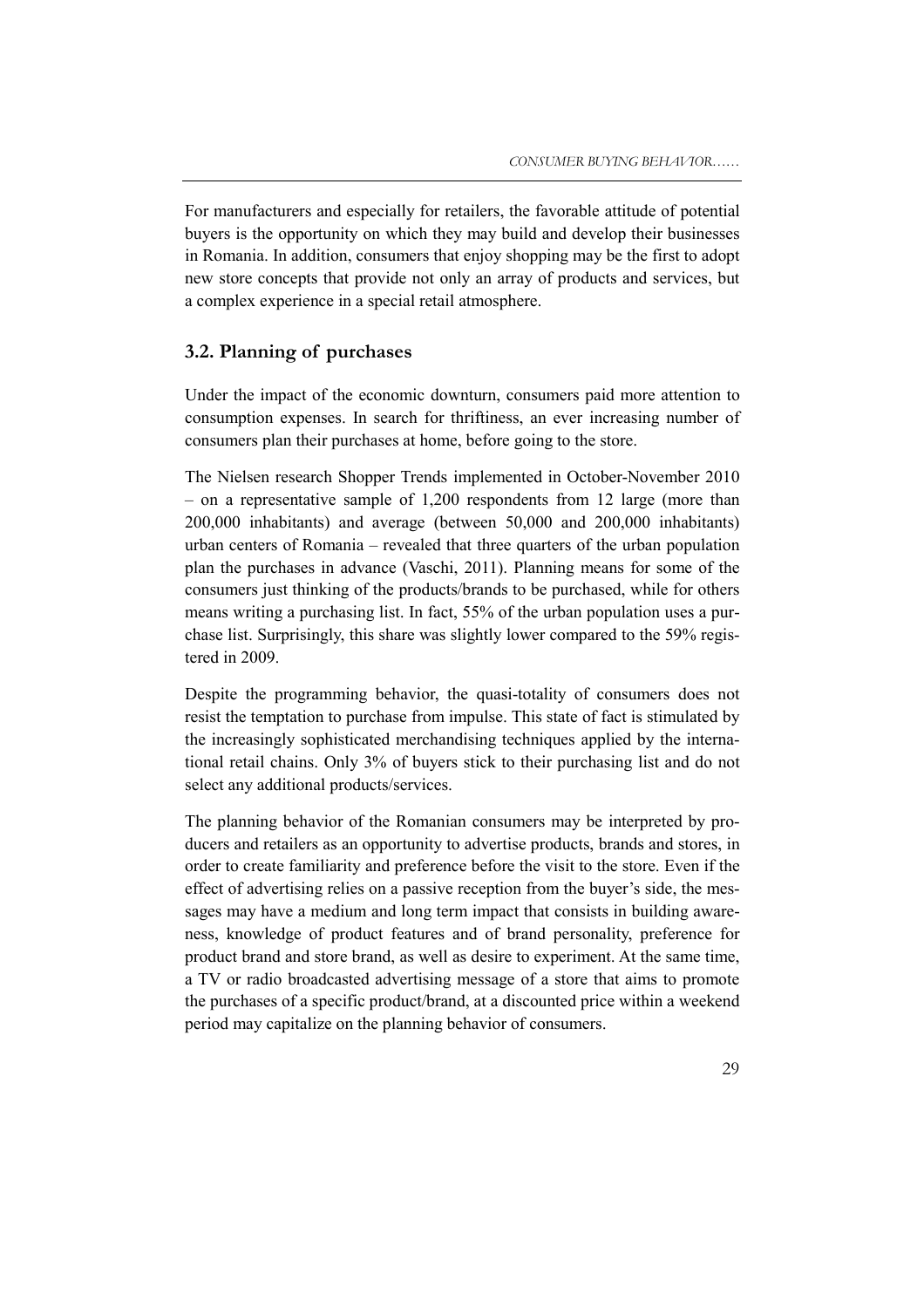For manufacturers and especially for retailers, the favorable attitude of potential buyers is the opportunity on which they may build and develop their businesses in Romania. In addition, consumers that enjoy shopping may be the first to adopt new store concepts that provide not only an array of products and services, but a complex experience in a special retail atmosphere.

### 3.2. Planning of purchases

Under the impact of the economic downturn, consumers paid more attention to consumption expenses. In search for thriftiness, an ever increasing number of consumers plan their purchases at home, before going to the store.

The Nielsen research Shopper Trends implemented in October-November 2010 – on a representative sample of 1,200 respondents from 12 large (more than 200,000 inhabitants) and average (between 50,000 and 200,000 inhabitants) urban centers of Romania – revealed that three quarters of the urban population plan the purchases in advance (Vaschi, 2011). Planning means for some of the consumers just thinking of the products/brands to be purchased, while for others means writing a purchasing list. In fact, 55% of the urban population uses a purchase list. Surprisingly, this share was slightly lower compared to the 59% registered in 2009.

Despite the programming behavior, the quasi-totality of consumers does not resist the temptation to purchase from impulse. This state of fact is stimulated by the increasingly sophisticated merchandising techniques applied by the international retail chains. Only 3% of buyers stick to their purchasing list and do not select any additional products/services.

The planning behavior of the Romanian consumers may be interpreted by producers and retailers as an opportunity to advertise products, brands and stores, in order to create familiarity and preference before the visit to the store. Even if the effect of advertising relies on a passive reception from the buyer's side, the messages may have a medium and long term impact that consists in building awareness, knowledge of product features and of brand personality, preference for product brand and store brand, as well as desire to experiment. At the same time, a TV or radio broadcasted advertising message of a store that aims to promote the purchases of a specific product/brand, at a discounted price within a weekend period may capitalize on the planning behavior of consumers.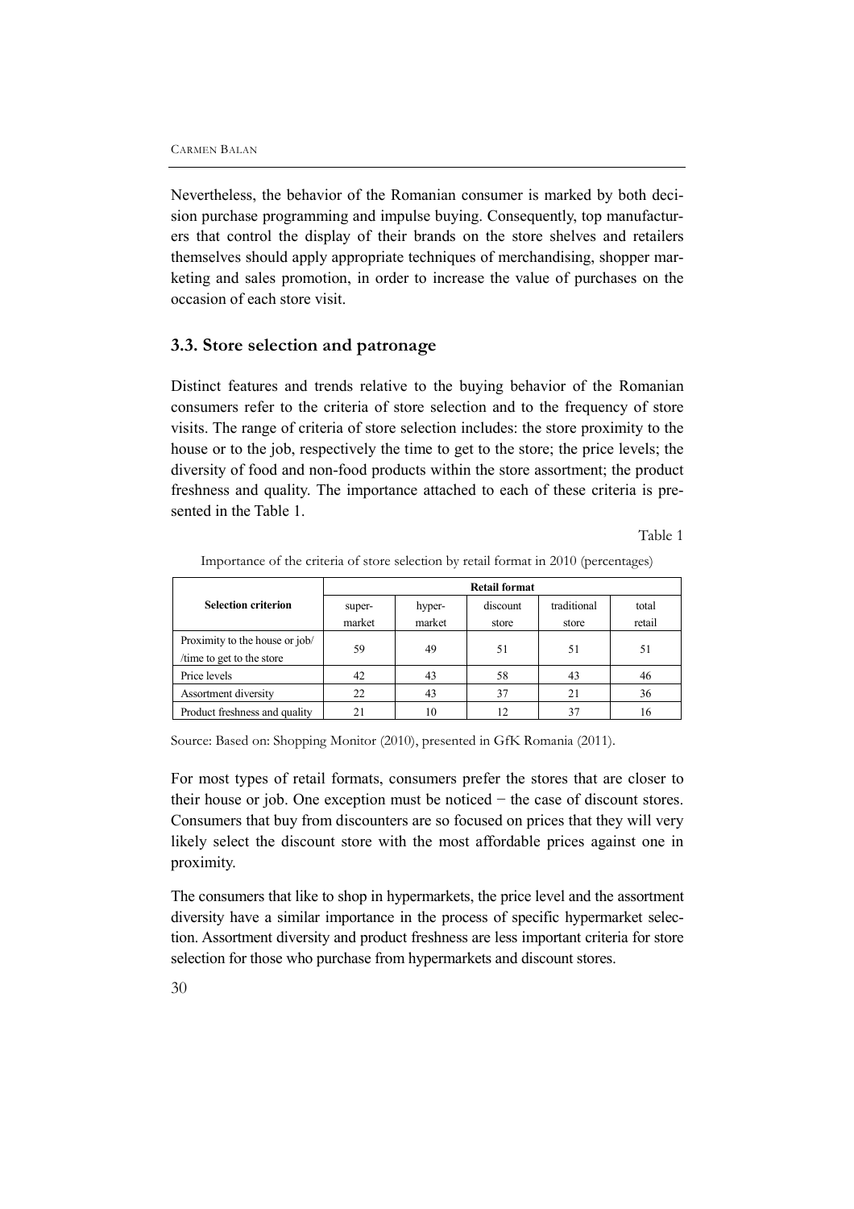Nevertheless, the behavior of the Romanian consumer is marked by both decision purchase programming and impulse buying. Consequently, top manufacturers that control the display of their brands on the store shelves and retailers themselves should apply appropriate techniques of merchandising, shopper marketing and sales promotion, in order to increase the value of purchases on the occasion of each store visit.

### 3.3. Store selection and patronage

Distinct features and trends relative to the buying behavior of the Romanian consumers refer to the criteria of store selection and to the frequency of store visits. The range of criteria of store selection includes: the store proximity to the house or to the job, respectively the time to get to the store; the price levels; the diversity of food and non-food products within the store assortment; the product freshness and quality. The importance attached to each of these criteria is presented in the Table 1.

Table 1

Importance of the criteria of store selection by retail format in 2010 (percentages)

| Selection criterion | Retail format | | | | |
|---|---|---|---|---|---|
| | super-market | hyper-market | discount store | traditional store | total retail |
| Proximity to the house or job/ /time to get to the store | 59 | 49 | 51 | 51 | 51 |
| Price levels | 42 | 43 | 58 | 43 | 46 |
| Assortment diversity | 22 | 43 | 37 | 21 | 36 |
| Product freshness and quality | 21 | 10 | 12 | 37 | 16 |

Source: Based on: Shopping Monitor (2010), presented in GfK Romania (2011).

For most types of retail formats, consumers prefer the stores that are closer to their house or job. One exception must be noticed − the case of discount stores. Consumers that buy from discounters are so focused on prices that they will very likely select the discount store with the most affordable prices against one in proximity.

The consumers that like to shop in hypermarkets, the price level and the assortment diversity have a similar importance in the process of specific hypermarket selection. Assortment diversity and product freshness are less important criteria for store selection for those who purchase from hypermarkets and discount stores.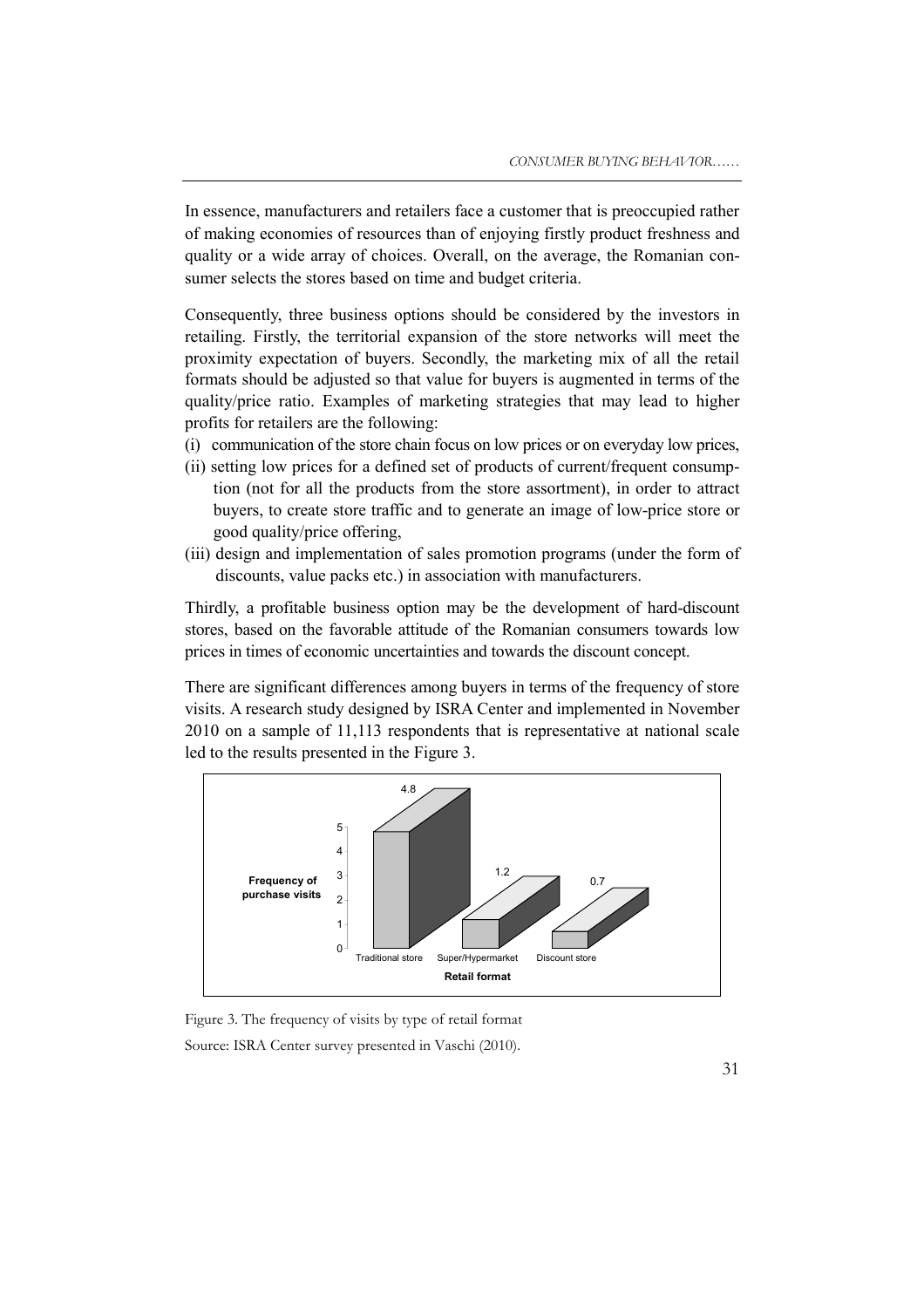In essence, manufacturers and retailers face a customer that is preoccupied rather of making economies of resources than of enjoying firstly product freshness and quality or a wide array of choices. Overall, on the average, the Romanian consumer selects the stores based on time and budget criteria.

Consequently, three business options should be considered by the investors in retailing. Firstly, the territorial expansion of the store networks will meet the proximity expectation of buyers. Secondly, the marketing mix of all the retail formats should be adjusted so that value for buyers is augmented in terms of the quality/price ratio. Examples of marketing strategies that may lead to higher profits for retailers are the following:

(i) communication of the store chain focus on low prices or on everyday low prices,
(ii) setting low prices for a defined set of products of current/frequent consumption (not for all the products from the store assortment), in order to attract buyers, to create store traffic and to generate an image of low-price store or good quality/price offering,
(iii) design and implementation of sales promotion programs (under the form of discounts, value packs etc.) in association with manufacturers.

Thirdly, a profitable business option may be the development of hard-discount stores, based on the favorable attitude of the Romanian consumers towards low prices in times of economic uncertainties and towards the discount concept.

There are significant differences among buyers in terms of the frequency of store visits. A research study designed by ISRA Center and implemented in November 2010 on a sample of 11,113 respondents that is representative at national scale led to the results presented in the Figure 3.

| Retail format | Frequency of purchase visits |
| --- | --- |
| Traditional store | 4.8 |
| Super/Hypermarket | 1.2 |
| Discount store | 0.7 |

Figure 3. The frequency of visits by type of retail format

Source: ISRA Center survey presented in Vaschi (2010).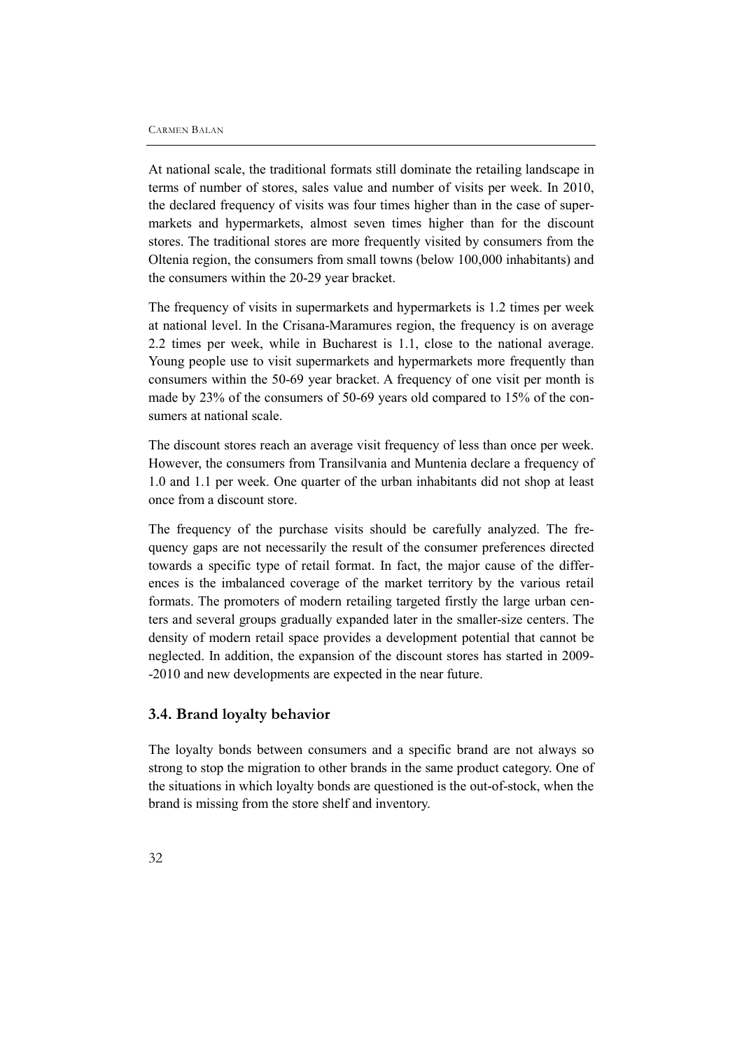At national scale, the traditional formats still dominate the retailing landscape in terms of number of stores, sales value and number of visits per week. In 2010, the declared frequency of visits was four times higher than in the case of supermarkets and hypermarkets, almost seven times higher than for the discount stores. The traditional stores are more frequently visited by consumers from the Oltenia region, the consumers from small towns (below 100,000 inhabitants) and the consumers within the 20-29 year bracket.

The frequency of visits in supermarkets and hypermarkets is 1.2 times per week at national level. In the Crisana-Maramures region, the frequency is on average 2.2 times per week, while in Bucharest is 1.1, close to the national average. Young people use to visit supermarkets and hypermarkets more frequently than consumers within the 50-69 year bracket. A frequency of one visit per month is made by 23% of the consumers of 50-69 years old compared to 15% of the consumers at national scale.

The discount stores reach an average visit frequency of less than once per week. However, the consumers from Transilvania and Muntenia declare a frequency of 1.0 and 1.1 per week. One quarter of the urban inhabitants did not shop at least once from a discount store.

The frequency of the purchase visits should be carefully analyzed. The frequency gaps are not necessarily the result of the consumer preferences directed towards a specific type of retail format. In fact, the major cause of the differences is the imbalanced coverage of the market territory by the various retail formats. The promoters of modern retailing targeted firstly the large urban centers and several groups gradually expanded later in the smaller-size centers. The density of modern retail space provides a development potential that cannot be neglected. In addition, the expansion of the discount stores has started in 2009-2010 and new developments are expected in the near future.

### 3.4. Brand loyalty behavior

The loyalty bonds between consumers and a specific brand are not always so strong to stop the migration to other brands in the same product category. One of the situations in which loyalty bonds are questioned is the out-of-stock, when the brand is missing from the store shelf and inventory.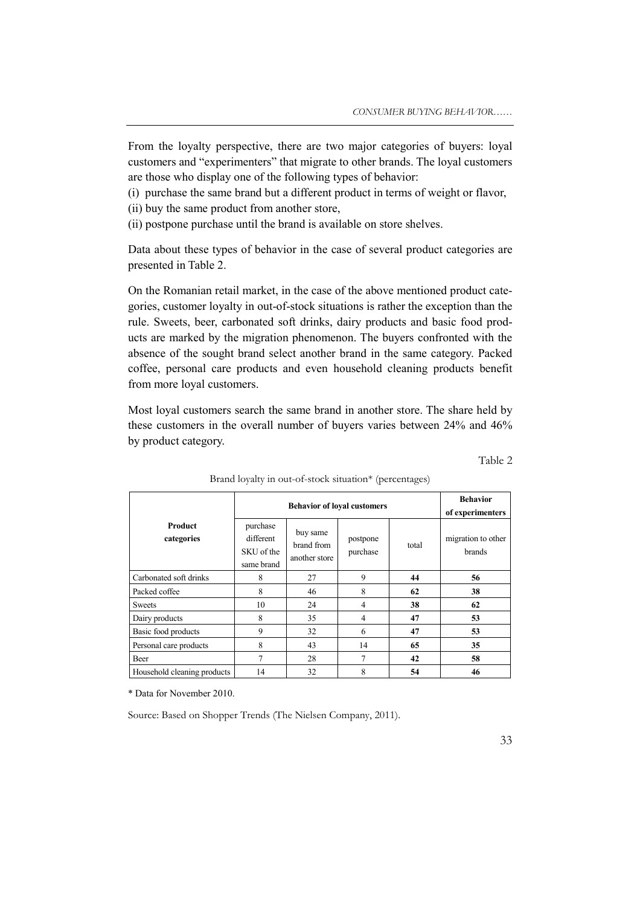From the loyalty perspective, there are two major categories of buyers: loyal customers and "experimenters" that migrate to other brands. The loyal customers are those who display one of the following types of behavior:

(i) purchase the same brand but a different product in terms of weight or flavor,

(ii) buy the same product from another store,

(ii) postpone purchase until the brand is available on store shelves.

Data about these types of behavior in the case of several product categories are presented in Table 2.

On the Romanian retail market, in the case of the above mentioned product categories, customer loyalty in out-of-stock situations is rather the exception than the rule. Sweets, beer, carbonated soft drinks, dairy products and basic food products are marked by the migration phenomenon. The buyers confronted with the absence of the sought brand select another brand in the same category. Packed coffee, personal care products and even household cleaning products benefit from more loyal customers.

Most loyal customers search the same brand in another store. The share held by these customers in the overall number of buyers varies between 24% and 46% by product category.

Table 2

Brand loyalty in out-of-stock situation* (percentages)

| Product categories | Behavior of loyal customers | | | | Behavior of experimenters |
|---|---|---|---|---|---|
| | purchase different SKU of the same brand | buy same brand from another store | postpone purchase | total | migration to other brands |
| Carbonated soft drinks | 8 | 27 | 9 | **44** | **56** |
| Packed coffee | 8 | 46 | 8 | **62** | **38** |
| Sweets | 10 | 24 | 4 | **38** | **62** |
| Dairy products | 8 | 35 | 4 | **47** | **53** |
| Basic food products | 9 | 32 | 6 | **47** | **53** |
| Personal care products | 8 | 43 | 14 | **65** | **35** |
| Beer | 7 | 28 | 7 | **42** | **58** |
| Household cleaning products | 14 | 32 | 8 | **54** | **46** |

* Data for November 2010.

Source: Based on Shopper Trends (The Nielsen Company, 2011).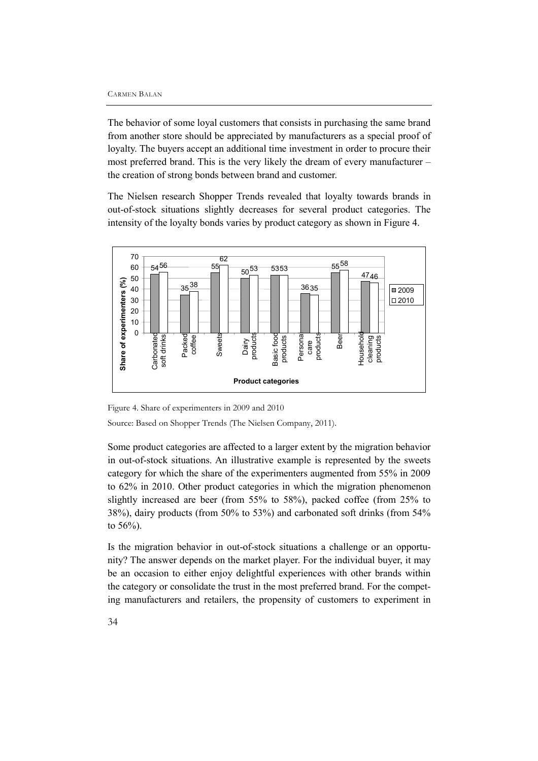The behavior of some loyal customers that consists in purchasing the same brand from another store should be appreciated by manufacturers as a special proof of loyalty. The buyers accept an additional time investment in order to procure their most preferred brand. This is the very likely the dream of every manufacturer – the creation of strong bonds between brand and customer.

The Nielsen research Shopper Trends revealed that loyalty towards brands in out-of-stock situations slightly decreases for several product categories. The intensity of the loyalty bonds varies by product category as shown in Figure 4.

| Product categories | 2009 | 2010 |
|---|---|---|
| Carbonated soft drinks | 54 | 56 |
| Packed coffee | 35 | 38 |
| Sweets | 55 | 62 |
| Dairy products | 50 | 53 |
| Basic food products | 53 | 53 |
| Personal care products | 36 | 35 |
| Beer | 55 | 58 |
| Household cleaning products | 47 | 46 |

Figure 4. Share of experimenters in 2009 and 2010

Source: Based on Shopper Trends (The Nielsen Company, 2011).

Some product categories are affected to a larger extent by the migration behavior in out-of-stock situations. An illustrative example is represented by the sweets category for which the share of the experimenters augmented from 55% in 2009 to 62% in 2010. Other product categories in which the migration phenomenon slightly increased are beer (from 55% to 58%), packed coffee (from 25% to 38%), dairy products (from 50% to 53%) and carbonated soft drinks (from 54% to 56%).

Is the migration behavior in out-of-stock situations a challenge or an opportunity? The answer depends on the market player. For the individual buyer, it may be an occasion to either enjoy delightful experiences with other brands within the category or consolidate the trust in the most preferred brand. For the competing manufacturers and retailers, the propensity of customers to experiment in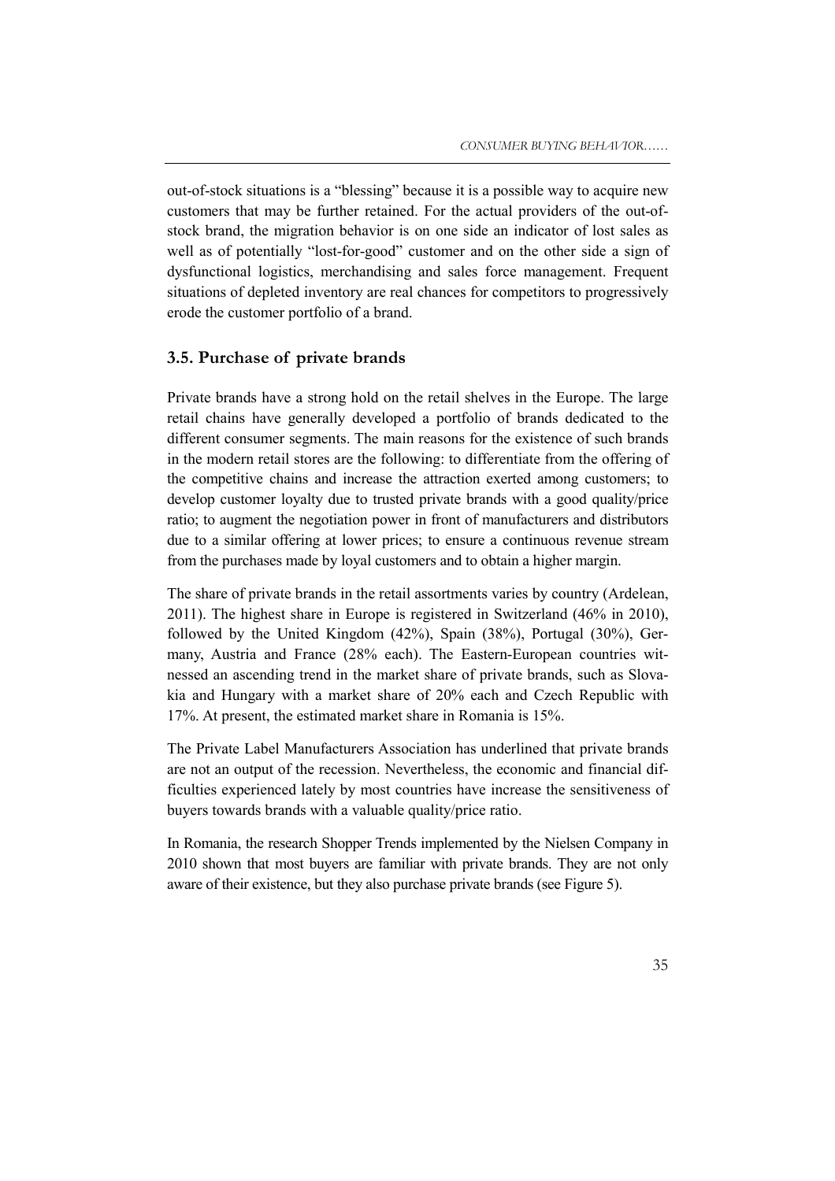out-of-stock situations is a "blessing" because it is a possible way to acquire new customers that may be further retained. For the actual providers of the out-of-stock brand, the migration behavior is on one side an indicator of lost sales as well as of potentially "lost-for-good" customer and on the other side a sign of dysfunctional logistics, merchandising and sales force management. Frequent situations of depleted inventory are real chances for competitors to progressively erode the customer portfolio of a brand.

### 3.5. Purchase of private brands

Private brands have a strong hold on the retail shelves in the Europe. The large retail chains have generally developed a portfolio of brands dedicated to the different consumer segments. The main reasons for the existence of such brands in the modern retail stores are the following: to differentiate from the offering of the competitive chains and increase the attraction exerted among customers; to develop customer loyalty due to trusted private brands with a good quality/price ratio; to augment the negotiation power in front of manufacturers and distributors due to a similar offering at lower prices; to ensure a continuous revenue stream from the purchases made by loyal customers and to obtain a higher margin.

The share of private brands in the retail assortments varies by country (Ardelean, 2011). The highest share in Europe is registered in Switzerland (46% in 2010), followed by the United Kingdom (42%), Spain (38%), Portugal (30%), Germany, Austria and France (28% each). The Eastern-European countries witnessed an ascending trend in the market share of private brands, such as Slovakia and Hungary with a market share of 20% each and Czech Republic with 17%. At present, the estimated market share in Romania is 15%.

The Private Label Manufacturers Association has underlined that private brands are not an output of the recession. Nevertheless, the economic and financial difficulties experienced lately by most countries have increase the sensitiveness of buyers towards brands with a valuable quality/price ratio.

In Romania, the research Shopper Trends implemented by the Nielsen Company in 2010 shown that most buyers are familiar with private brands. They are not only aware of their existence, but they also purchase private brands (see Figure 5).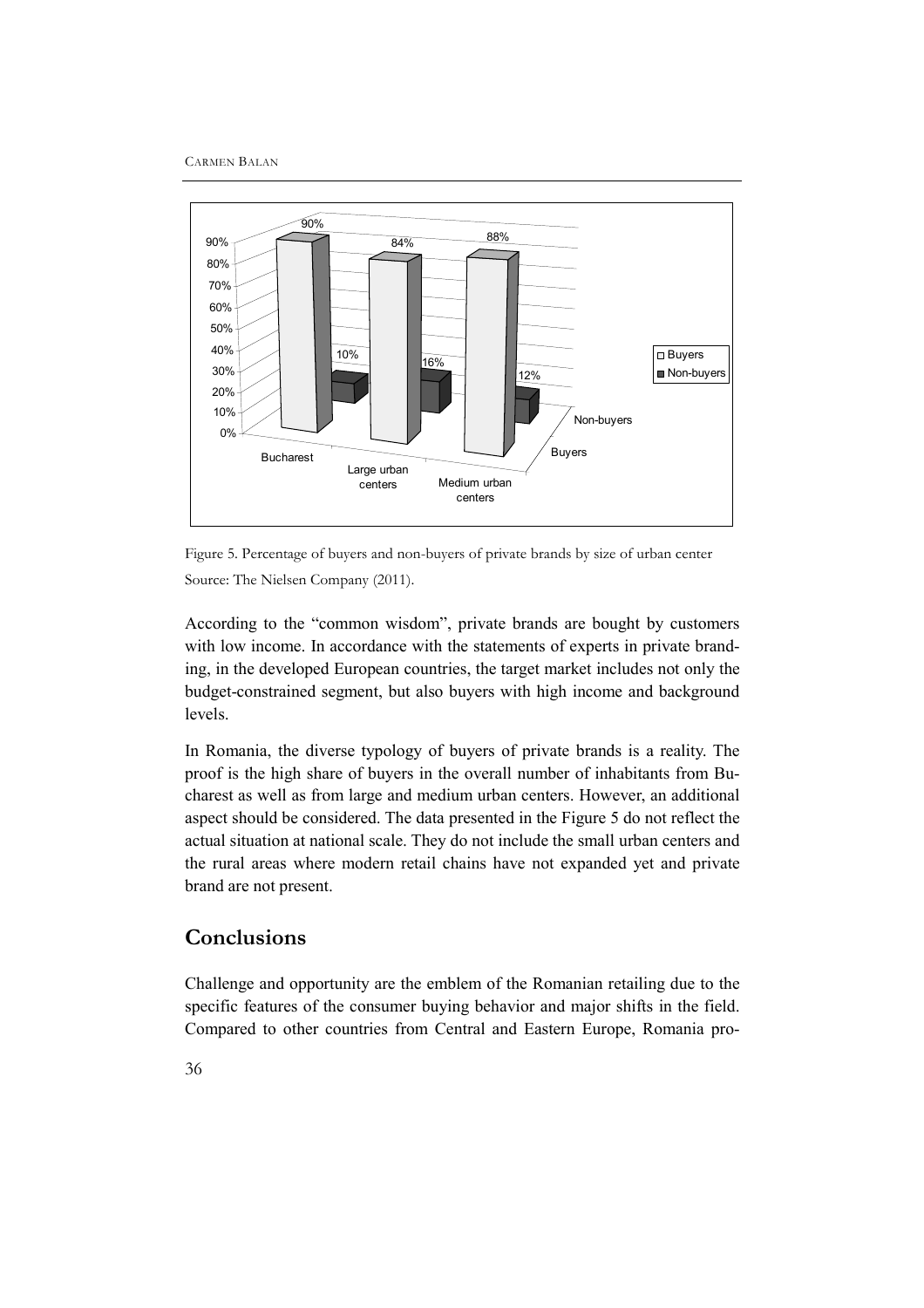Figure 5. Percentage of buyers and non-buyers of private brands by size of urban center

Source: The Nielsen Company (2011).

According to the "common wisdom", private brands are bought by customers with low income. In accordance with the statements of experts in private branding, in the developed European countries, the target market includes not only the budget-constrained segment, but also buyers with high income and background levels.

In Romania, the diverse typology of buyers of private brands is a reality. The proof is the high share of buyers in the overall number of inhabitants from Bucharest as well as from large and medium urban centers. However, an additional aspect should be considered. The data presented in the Figure 5 do not reflect the actual situation at national scale. They do not include the small urban centers and the rural areas where modern retail chains have not expanded yet and private brand are not present.

## Conclusions

Challenge and opportunity are the emblem of the Romanian retailing due to the specific features of the consumer buying behavior and major shifts in the field. Compared to other countries from Central and Eastern Europe, Romania pro-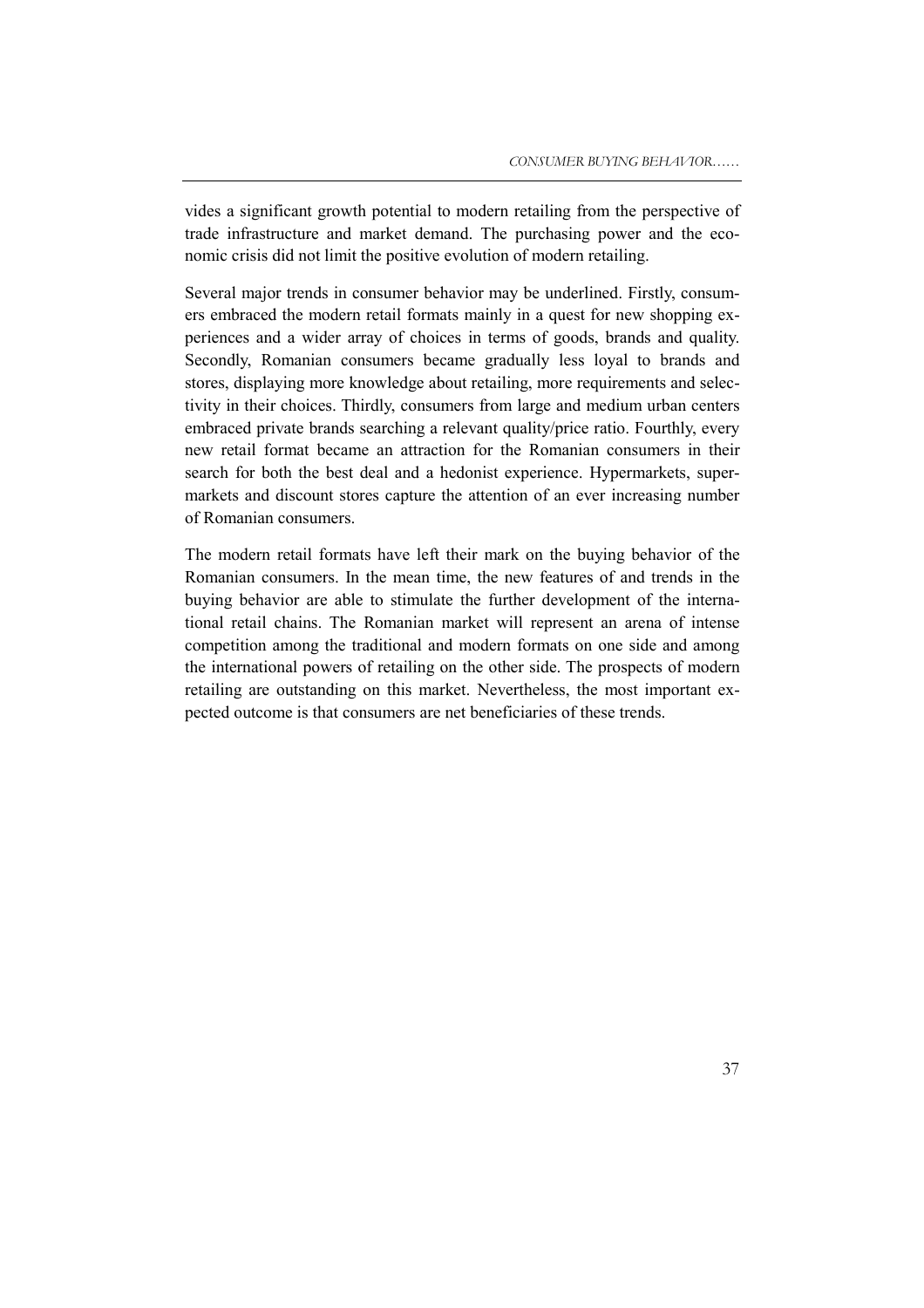vides a significant growth potential to modern retailing from the perspective of trade infrastructure and market demand. The purchasing power and the economic crisis did not limit the positive evolution of modern retailing.

Several major trends in consumer behavior may be underlined. Firstly, consumers embraced the modern retail formats mainly in a quest for new shopping experiences and a wider array of choices in terms of goods, brands and quality. Secondly, Romanian consumers became gradually less loyal to brands and stores, displaying more knowledge about retailing, more requirements and selectivity in their choices. Thirdly, consumers from large and medium urban centers embraced private brands searching a relevant quality/price ratio. Fourthly, every new retail format became an attraction for the Romanian consumers in their search for both the best deal and a hedonist experience. Hypermarkets, supermarkets and discount stores capture the attention of an ever increasing number of Romanian consumers.

The modern retail formats have left their mark on the buying behavior of the Romanian consumers. In the mean time, the new features of and trends in the buying behavior are able to stimulate the further development of the international retail chains. The Romanian market will represent an arena of intense competition among the traditional and modern formats on one side and among the international powers of retailing on the other side. The prospects of modern retailing are outstanding on this market. Nevertheless, the most important expected outcome is that consumers are net beneficiaries of these trends.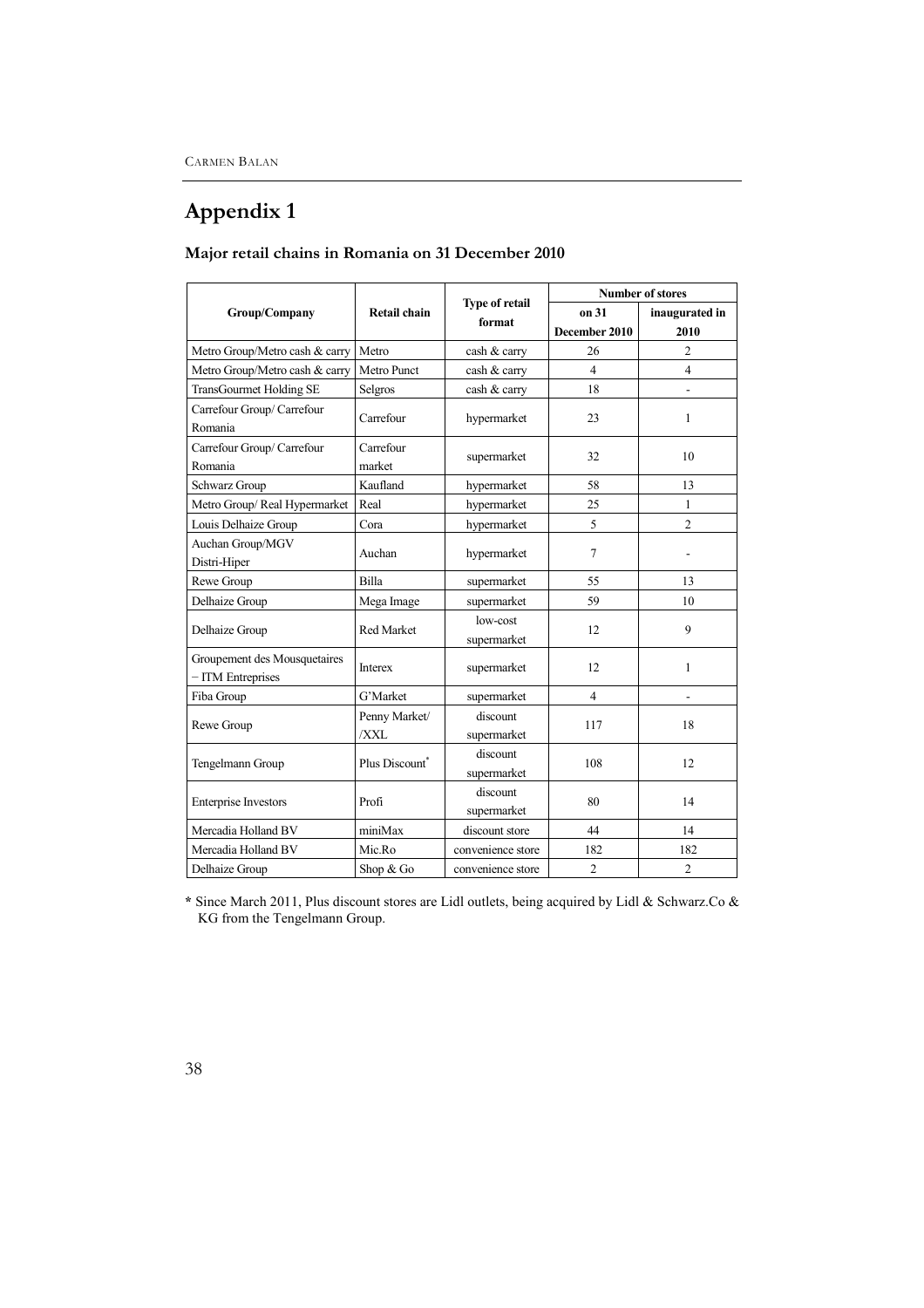# Appendix 1

## Major retail chains in Romania on 31 December 2010

| Group/Company | Retail chain | Type of retail format | Number of stores | |
|---|---|---|---|---|
| | | | on 31 December 2010 | inaugurated in 2010 |
| Metro Group/Metro cash & carry | Metro | cash & carry | 26 | 2 |
| Metro Group/Metro cash & carry | Metro Punct | cash & carry | 4 | 4 |
| TransGourmet Holding SE | Selgros | cash & carry | 18 | - |
| Carrefour Group/ Carrefour Romania | Carrefour | hypermarket | 23 | 1 |
| Carrefour Group/ Carrefour Romania | Carrefour market | supermarket | 32 | 10 |
| Schwarz Group | Kaufland | hypermarket | 58 | 13 |
| Metro Group/ Real Hypermarket | Real | hypermarket | 25 | 1 |
| Louis Delhaize Group | Cora | hypermarket | 5 | 2 |
| Auchan Group/MGV Distri-Hiper | Auchan | hypermarket | 7 | - |
| Rewe Group | Billa | supermarket | 55 | 13 |
| Delhaize Group | Mega Image | supermarket | 59 | 10 |
| Delhaize Group | Red Market | low-cost supermarket | 12 | 9 |
| Groupement des Mousquetaires – ITM Entreprises | Interex | supermarket | 12 | 1 |
| Fiba Group | G'Market | supermarket | 4 | - |
| Rewe Group | Penny Market/ /XXL | discount supermarket | 117 | 18 |
| Tengelmann Group | Plus Discount* | discount supermarket | 108 | 12 |
| Enterprise Investors | Profi | discount supermarket | 80 | 14 |
| Mercadia Holland BV | miniMax | discount store | 44 | 14 |
| Mercadia Holland BV | Mic.Ro | convenience store | 182 | 182 |
| Delhaize Group | Shop & Go | convenience store | 2 | 2 |

* Since March 2011, Plus discount stores are Lidl outlets, being acquired by Lidl & Schwarz.Co & KG from the Tengelmann Group.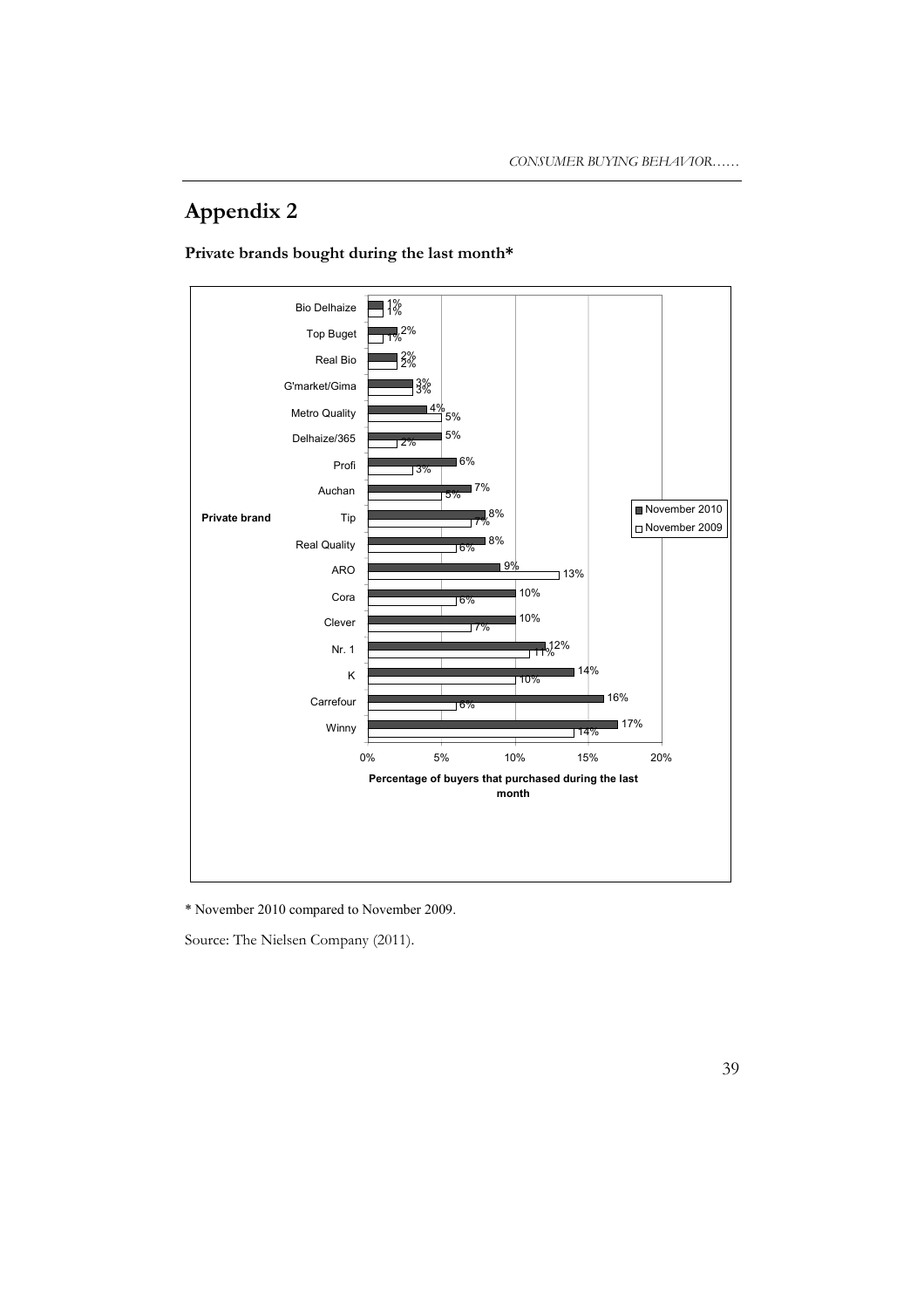# Appendix 2

**Private brands bought during the last month***

| Private brand | November 2010 | November 2009 |
|---|---|---|
| Bio Delhaize | 1% | 1% |
| Top Buget | 2% | 1% |
| Real Bio | 2% | 2% |
| G'market/Gima | 3% | 3% |
| Metro Quality | 4% | 5% |
| Delhaize/365 | 5% | 2% |
| Profi | 6% | 3% |
| Auchan | 7% | 5% |
| Tip | 8% | 7% |
| Real Quality | 8% | 6% |
| ARO | 9% | 13% |
| Cora | 10% | 6% |
| Clever | 10% | 7% |
| Nr. 1 | 12% | 11% |
| K | 14% | 10% |
| Carrefour | 16% | 6% |
| Winny | 17% | 14% |

Percentage of buyers that purchased during the last month

\* November 2010 compared to November 2009.

Source: The Nielsen Company (2011).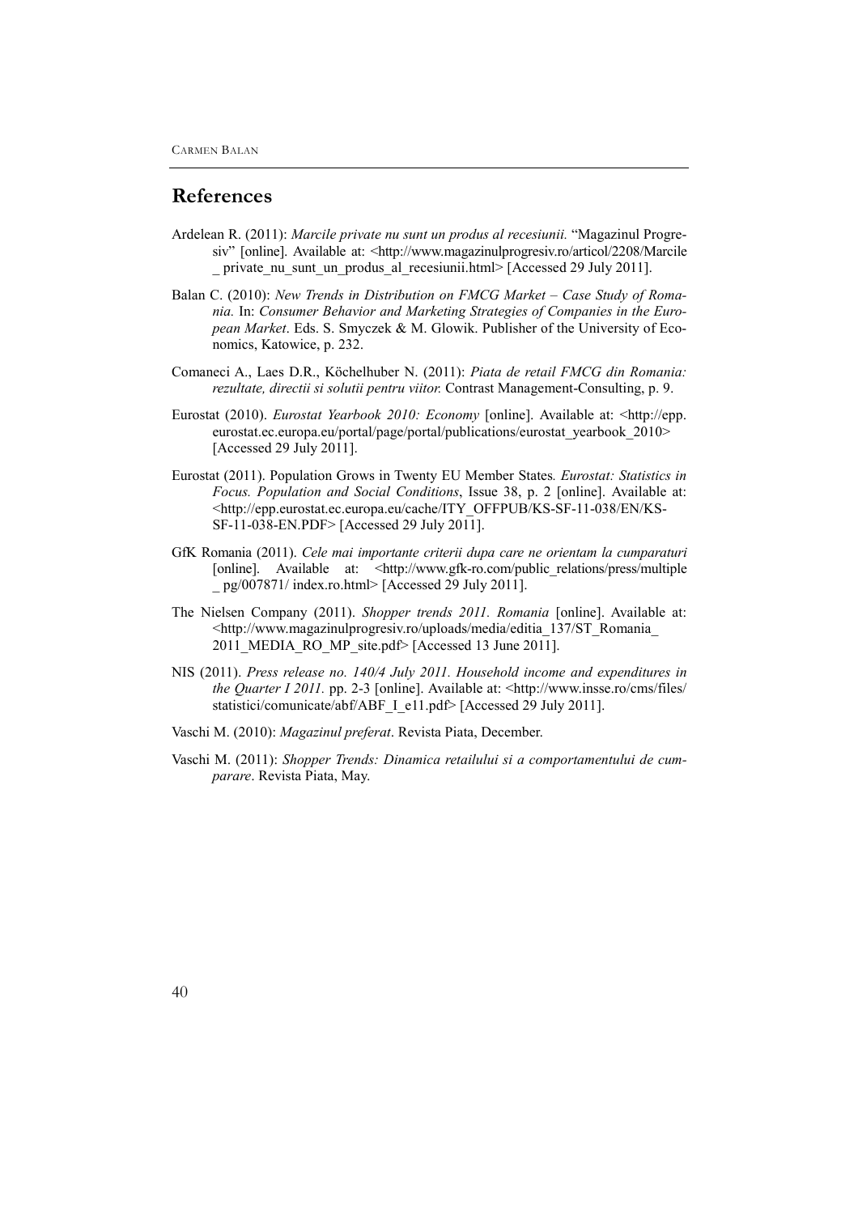## References

Ardelean R. (2011): *Marcile private nu sunt un produs al recesiunii.* "Magazinul Progresiv" [online]. Available at: <http://www.magazinulprogresiv.ro/articol/2208/Marcile_private_nu_sunt_un_produs_al_recesiunii.html> [Accessed 29 July 2011].

Balan C. (2010): *New Trends in Distribution on FMCG Market – Case Study of Romania.* In: *Consumer Behavior and Marketing Strategies of Companies in the European Market*. Eds. S. Smyczek & M. Glowik. Publisher of the University of Economics, Katowice, p. 232.

Comaneci A., Laes D.R., Köchelhuber N. (2011): *Piata de retail FMCG din Romania: rezultate, directii si solutii pentru viitor.* Contrast Management-Consulting, p. 9.

Eurostat (2010). *Eurostat Yearbook 2010: Economy* [online]. Available at: <http://epp.eurostat.ec.europa.eu/portal/page/portal/publications/eurostat_yearbook_2010> [Accessed 29 July 2011].

Eurostat (2011). Population Grows in Twenty EU Member States*. Eurostat: Statistics in Focus. Population and Social Conditions*, Issue 38, p. 2 [online]. Available at: <http://epp.eurostat.ec.europa.eu/cache/ITY_OFFPUB/KS-SF-11-038/EN/KS-SF-11-038-EN.PDF> [Accessed 29 July 2011].

GfK Romania (2011). *Cele mai importante criterii dupa care ne orientam la cumparaturi* [online]. Available at: <http://www.gfk-ro.com/public_relations/press/multiple_pg/007871/ index.ro.html> [Accessed 29 July 2011].

The Nielsen Company (2011). *Shopper trends 2011. Romania* [online]. Available at: <http://www.magazinulprogresiv.ro/uploads/media/editia_137/ST_Romania_2011_MEDIA_RO_MP_site.pdf> [Accessed 13 June 2011].

NIS (2011). *Press release no. 140/4 July 2011. Household income and expenditures in the Quarter I 2011.* pp. 2-3 [online]. Available at: <http://www.insse.ro/cms/files/statistici/comunicate/abf/ABF_I_e11.pdf> [Accessed 29 July 2011].

Vaschi M. (2010): *Magazinul preferat*. Revista Piata, December.

Vaschi M. (2011): *Shopper Trends: Dinamica retailului si a comportamentului de cumparare*. Revista Piata, May.